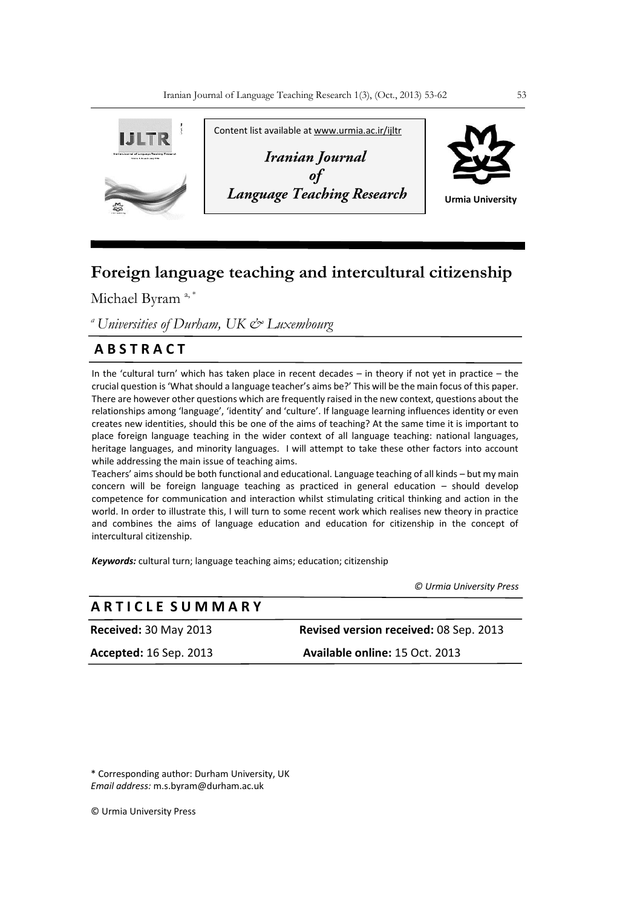Content list available at www.urmia.ac.ir/ijltr

*Iranian Journal of Language Teaching Research*

Urmia University

# Foreign language teaching and intercultural citizenship

Michael Byram [a, *]

[a] *Universities of Durham, UK & Luxembourg*

## ABSTRACT

In the 'cultural turn' which has taken place in recent decades – in theory if not yet in practice – the crucial question is 'What should a language teacher's aims be?' This will be the main focus of this paper. There are however other questions which are frequently raised in the new context, questions about the relationships among 'language', 'identity' and 'culture'. If language learning influences identity or even creates new identities, should this be one of the aims of teaching? At the same time it is important to place foreign language teaching in the wider context of all language teaching: national languages, heritage languages, and minority languages. I will attempt to take these other factors into account while addressing the main issue of teaching aims.

Teachers' aims should be both functional and educational. Language teaching of all kinds – but my main concern will be foreign language teaching as practiced in general education – should develop competence for communication and interaction whilst stimulating critical thinking and action in the world. In order to illustrate this, I will turn to some recent work which realises new theory in practice and combines the aims of language education and education for citizenship in the concept of intercultural citizenship.

***Keywords:*** cultural turn; language teaching aims; education; citizenship

*© Urmia University Press*

## ARTICLE SUMMARY

| | |
|---|---|
| **Received:** 30 May 2013 | **Revised version received:** 08 Sep. 2013 |
| **Accepted:** 16 Sep. 2013 | **Available online:** 15 Oct. 2013 |

\* Corresponding author: Durham University, UK
*Email address:* m.s.byram@durham.ac.uk

© Urmia University Press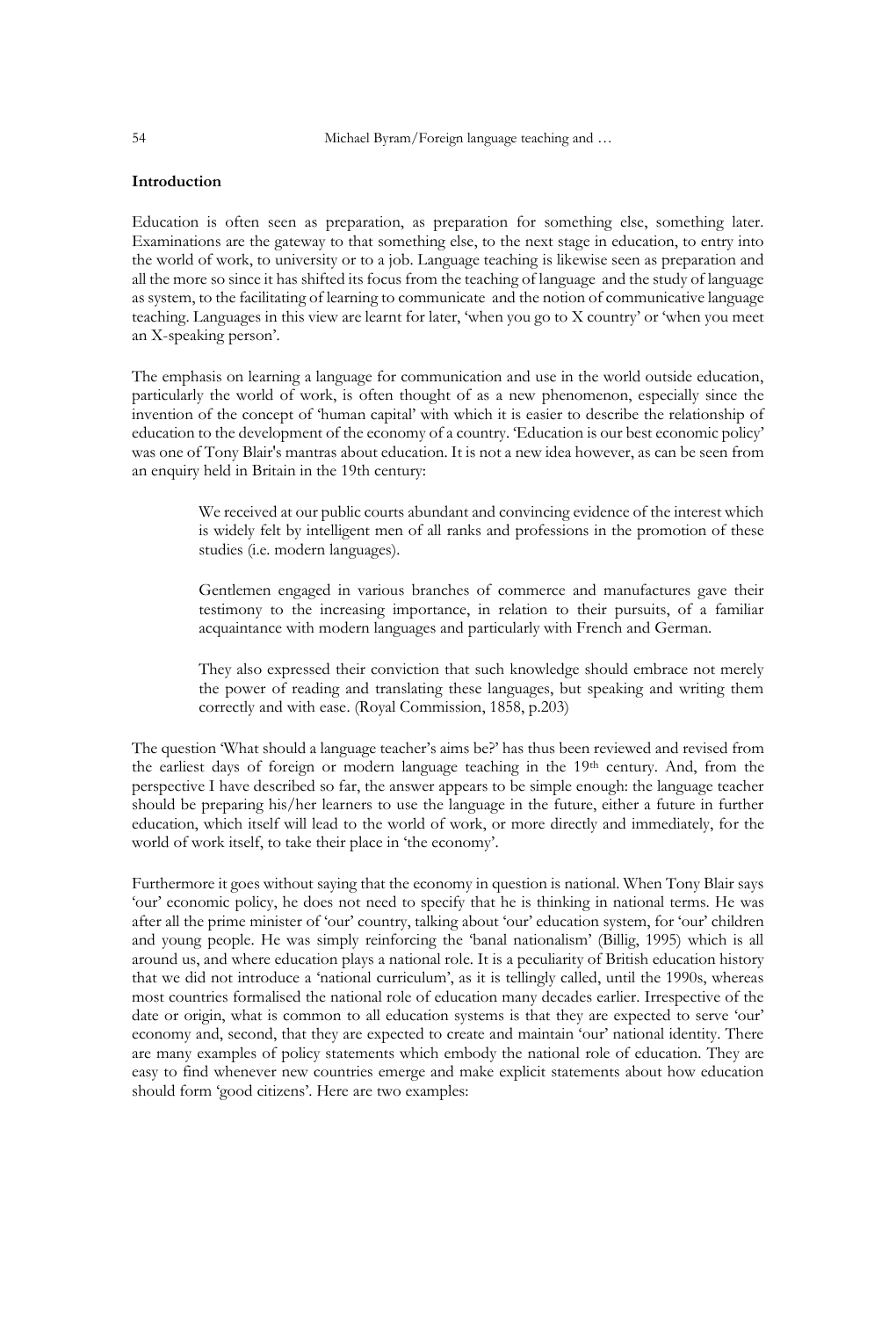## Introduction

Education is often seen as preparation, as preparation for something else, something later. Examinations are the gateway to that something else, to the next stage in education, to entry into the world of work, to university or to a job. Language teaching is likewise seen as preparation and all the more so since it has shifted its focus from the teaching of language and the study of language as system, to the facilitating of learning to communicate and the notion of communicative language teaching. Languages in this view are learnt for later, 'when you go to X country' or 'when you meet an X-speaking person'.

The emphasis on learning a language for communication and use in the world outside education, particularly the world of work, is often thought of as a new phenomenon, especially since the invention of the concept of 'human capital' with which it is easier to describe the relationship of education to the development of the economy of a country. 'Education is our best economic policy' was one of Tony Blair's mantras about education. It is not a new idea however, as can be seen from an enquiry held in Britain in the 19th century:

> We received at our public courts abundant and convincing evidence of the interest which is widely felt by intelligent men of all ranks and professions in the promotion of these studies (i.e. modern languages).
>
> Gentlemen engaged in various branches of commerce and manufactures gave their testimony to the increasing importance, in relation to their pursuits, of a familiar acquaintance with modern languages and particularly with French and German.
>
> They also expressed their conviction that such knowledge should embrace not merely the power of reading and translating these languages, but speaking and writing them correctly and with ease. (Royal Commission, 1858, p.203)

The question 'What should a language teacher's aims be?' has thus been reviewed and revised from the earliest days of foreign or modern language teaching in the 19th century. And, from the perspective I have described so far, the answer appears to be simple enough: the language teacher should be preparing his/her learners to use the language in the future, either a future in further education, which itself will lead to the world of work, or more directly and immediately, for the world of work itself, to take their place in 'the economy'.

Furthermore it goes without saying that the economy in question is national. When Tony Blair says 'our' economic policy, he does not need to specify that he is thinking in national terms. He was after all the prime minister of 'our' country, talking about 'our' education system, for 'our' children and young people. He was simply reinforcing the 'banal nationalism' (Billig, 1995) which is all around us, and where education plays a national role. It is a peculiarity of British education history that we did not introduce a 'national curriculum', as it is tellingly called, until the 1990s, whereas most countries formalised the national role of education many decades earlier. Irrespective of the date or origin, what is common to all education systems is that they are expected to serve 'our' economy and, second, that they are expected to create and maintain 'our' national identity. There are many examples of policy statements which embody the national role of education. They are easy to find whenever new countries emerge and make explicit statements about how education should form 'good citizens'. Here are two examples: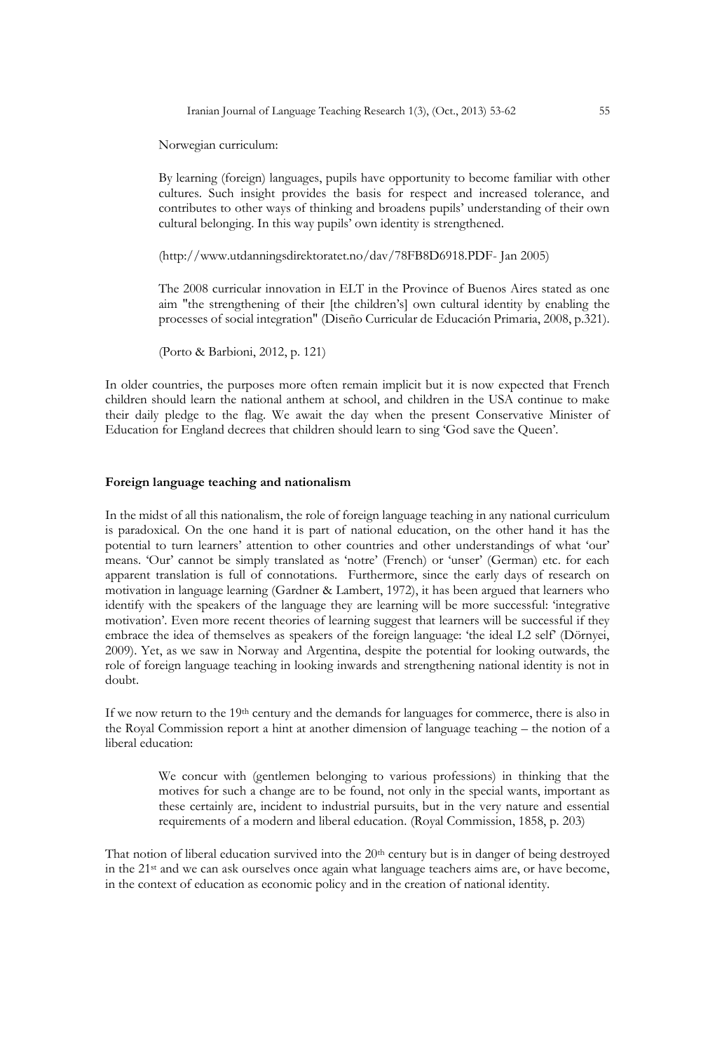Norwegian curriculum:

> By learning (foreign) languages, pupils have opportunity to become familiar with other cultures. Such insight provides the basis for respect and increased tolerance, and contributes to other ways of thinking and broadens pupils' understanding of their own cultural belonging. In this way pupils' own identity is strengthened.
>
> (http://www.utdanningsdirektoratet.no/dav/78FB8D6918.PDF- Jan 2005)
>
> The 2008 curricular innovation in ELT in the Province of Buenos Aires stated as one aim "the strengthening of their [the children's] own cultural identity by enabling the processes of social integration" (Diseño Curricular de Educación Primaria, 2008, p.321).
>
> (Porto & Barbioni, 2012, p. 121)

In older countries, the purposes more often remain implicit but it is now expected that French children should learn the national anthem at school, and children in the USA continue to make their daily pledge to the flag. We await the day when the present Conservative Minister of Education for England decrees that children should learn to sing 'God save the Queen'.

**Foreign language teaching and nationalism**

In the midst of all this nationalism, the role of foreign language teaching in any national curriculum is paradoxical. On the one hand it is part of national education, on the other hand it has the potential to turn learners' attention to other countries and other understandings of what 'our' means. 'Our' cannot be simply translated as 'notre' (French) or 'unser' (German) etc. for each apparent translation is full of connotations. Furthermore, since the early days of research on motivation in language learning (Gardner & Lambert, 1972), it has been argued that learners who identify with the speakers of the language they are learning will be more successful: 'integrative motivation'. Even more recent theories of learning suggest that learners will be successful if they embrace the idea of themselves as speakers of the foreign language: 'the ideal L2 self' (Dörnyei, 2009). Yet, as we saw in Norway and Argentina, despite the potential for looking outwards, the role of foreign language teaching in looking inwards and strengthening national identity is not in doubt.

If we now return to the 19th century and the demands for languages for commerce, there is also in the Royal Commission report a hint at another dimension of language teaching – the notion of a liberal education:

> We concur with (gentlemen belonging to various professions) in thinking that the motives for such a change are to be found, not only in the special wants, important as these certainly are, incident to industrial pursuits, but in the very nature and essential requirements of a modern and liberal education. (Royal Commission, 1858, p. 203)

That notion of liberal education survived into the 20th century but is in danger of being destroyed in the 21st and we can ask ourselves once again what language teachers aims are, or have become, in the context of education as economic policy and in the creation of national identity.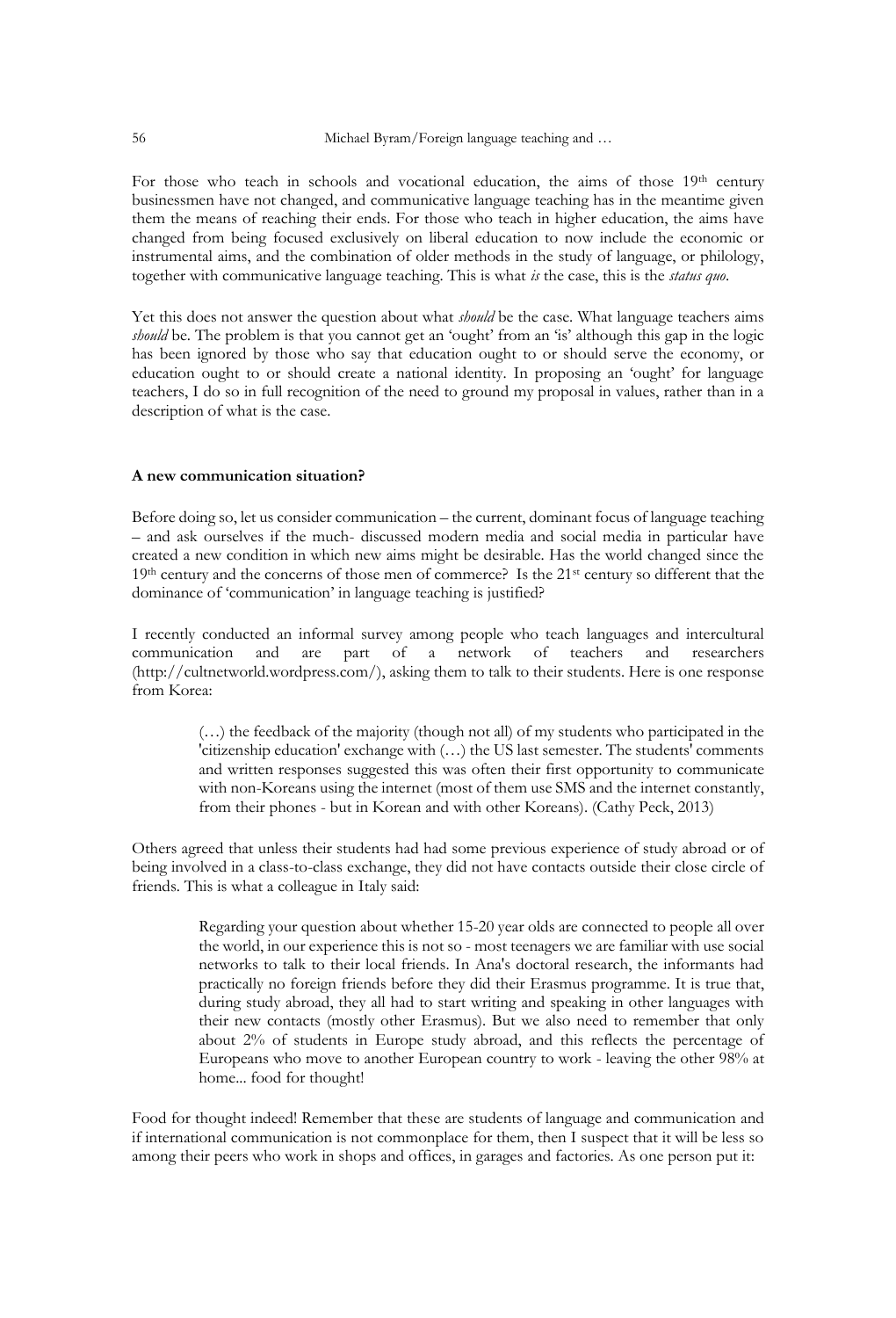For those who teach in schools and vocational education, the aims of those 19th century businessmen have not changed, and communicative language teaching has in the meantime given them the means of reaching their ends. For those who teach in higher education, the aims have changed from being focused exclusively on liberal education to now include the economic or instrumental aims, and the combination of older methods in the study of language, or philology, together with communicative language teaching. This is what *is* the case, this is the *status quo*.

Yet this does not answer the question about what *should* be the case. What language teachers aims *should* be. The problem is that you cannot get an 'ought' from an 'is' although this gap in the logic has been ignored by those who say that education ought to or should serve the economy, or education ought to or should create a national identity. In proposing an 'ought' for language teachers, I do so in full recognition of the need to ground my proposal in values, rather than in a description of what is the case.

**A new communication situation?**

Before doing so, let us consider communication – the current, dominant focus of language teaching – and ask ourselves if the much- discussed modern media and social media in particular have created a new condition in which new aims might be desirable. Has the world changed since the 19th century and the concerns of those men of commerce? Is the 21st century so different that the dominance of 'communication' in language teaching is justified?

I recently conducted an informal survey among people who teach languages and intercultural communication and are part of a network of teachers and researchers (http://cultnetworld.wordpress.com/), asking them to talk to their students. Here is one response from Korea:

> (…) the feedback of the majority (though not all) of my students who participated in the 'citizenship education' exchange with (…) the US last semester. The students' comments and written responses suggested this was often their first opportunity to communicate with non-Koreans using the internet (most of them use SMS and the internet constantly, from their phones - but in Korean and with other Koreans). (Cathy Peck, 2013)

Others agreed that unless their students had had some previous experience of study abroad or of being involved in a class-to-class exchange, they did not have contacts outside their close circle of friends. This is what a colleague in Italy said:

> Regarding your question about whether 15-20 year olds are connected to people all over the world, in our experience this is not so - most teenagers we are familiar with use social networks to talk to their local friends. In Ana's doctoral research, the informants had practically no foreign friends before they did their Erasmus programme. It is true that, during study abroad, they all had to start writing and speaking in other languages with their new contacts (mostly other Erasmus). But we also need to remember that only about 2% of students in Europe study abroad, and this reflects the percentage of Europeans who move to another European country to work - leaving the other 98% at home... food for thought!

Food for thought indeed! Remember that these are students of language and communication and if international communication is not commonplace for them, then I suspect that it will be less so among their peers who work in shops and offices, in garages and factories. As one person put it: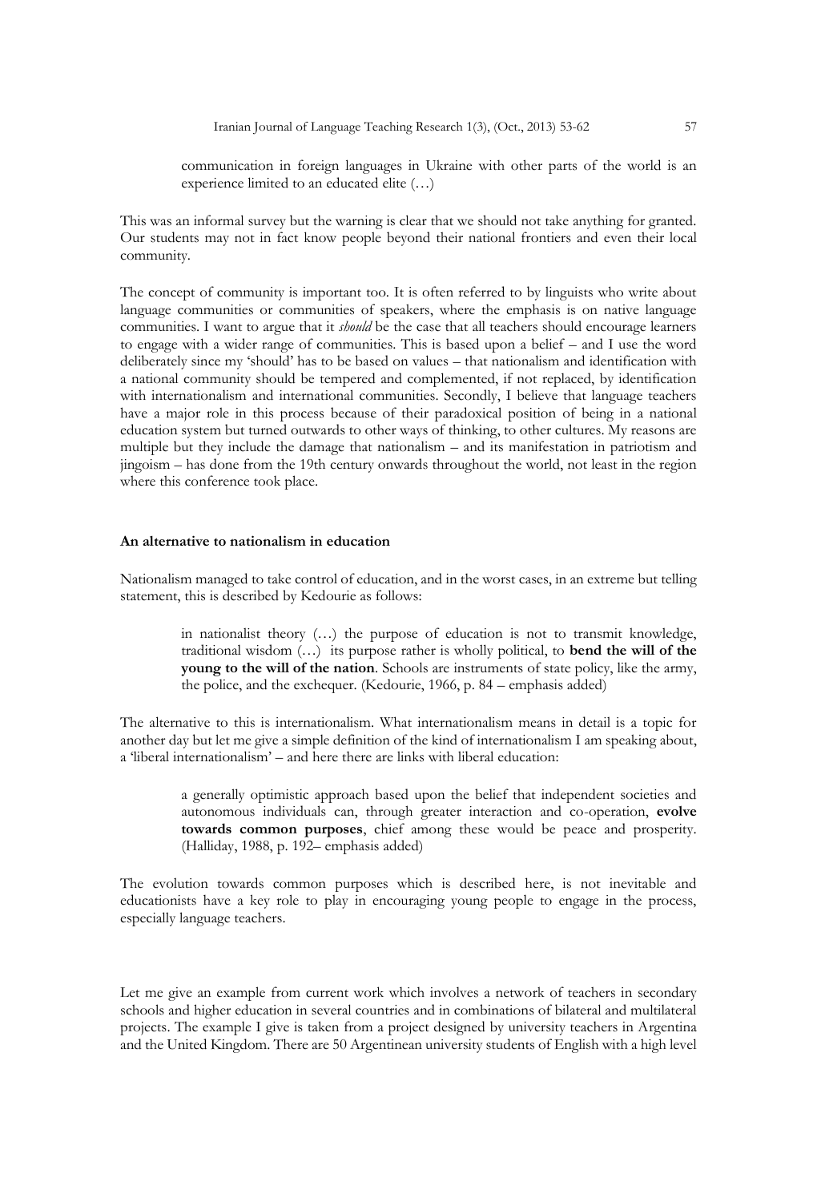> communication in foreign languages in Ukraine with other parts of the world is an experience limited to an educated elite (…)

This was an informal survey but the warning is clear that we should not take anything for granted. Our students may not in fact know people beyond their national frontiers and even their local community.

The concept of community is important too. It is often referred to by linguists who write about language communities or communities of speakers, where the emphasis is on native language communities. I want to argue that it *should* be the case that all teachers should encourage learners to engage with a wider range of communities. This is based upon a belief – and I use the word deliberately since my 'should' has to be based on values – that nationalism and identification with a national community should be tempered and complemented, if not replaced, by identification with internationalism and international communities. Secondly, I believe that language teachers have a major role in this process because of their paradoxical position of being in a national education system but turned outwards to other ways of thinking, to other cultures. My reasons are multiple but they include the damage that nationalism – and its manifestation in patriotism and jingoism – has done from the 19th century onwards throughout the world, not least in the region where this conference took place.

### An alternative to nationalism in education

Nationalism managed to take control of education, and in the worst cases, in an extreme but telling statement, this is described by Kedourie as follows:

> in nationalist theory (…) the purpose of education is not to transmit knowledge, traditional wisdom (…) its purpose rather is wholly political, to **bend the will of the young to the will of the nation**. Schools are instruments of state policy, like the army, the police, and the exchequer. (Kedourie, 1966, p. 84 – emphasis added)

The alternative to this is internationalism. What internationalism means in detail is a topic for another day but let me give a simple definition of the kind of internationalism I am speaking about, a 'liberal internationalism' – and here there are links with liberal education:

> a generally optimistic approach based upon the belief that independent societies and autonomous individuals can, through greater interaction and co-operation, **evolve towards common purposes**, chief among these would be peace and prosperity. (Halliday, 1988, p. 192– emphasis added)

The evolution towards common purposes which is described here, is not inevitable and educationists have a key role to play in encouraging young people to engage in the process, especially language teachers.

Let me give an example from current work which involves a network of teachers in secondary schools and higher education in several countries and in combinations of bilateral and multilateral projects. The example I give is taken from a project designed by university teachers in Argentina and the United Kingdom. There are 50 Argentinean university students of English with a high level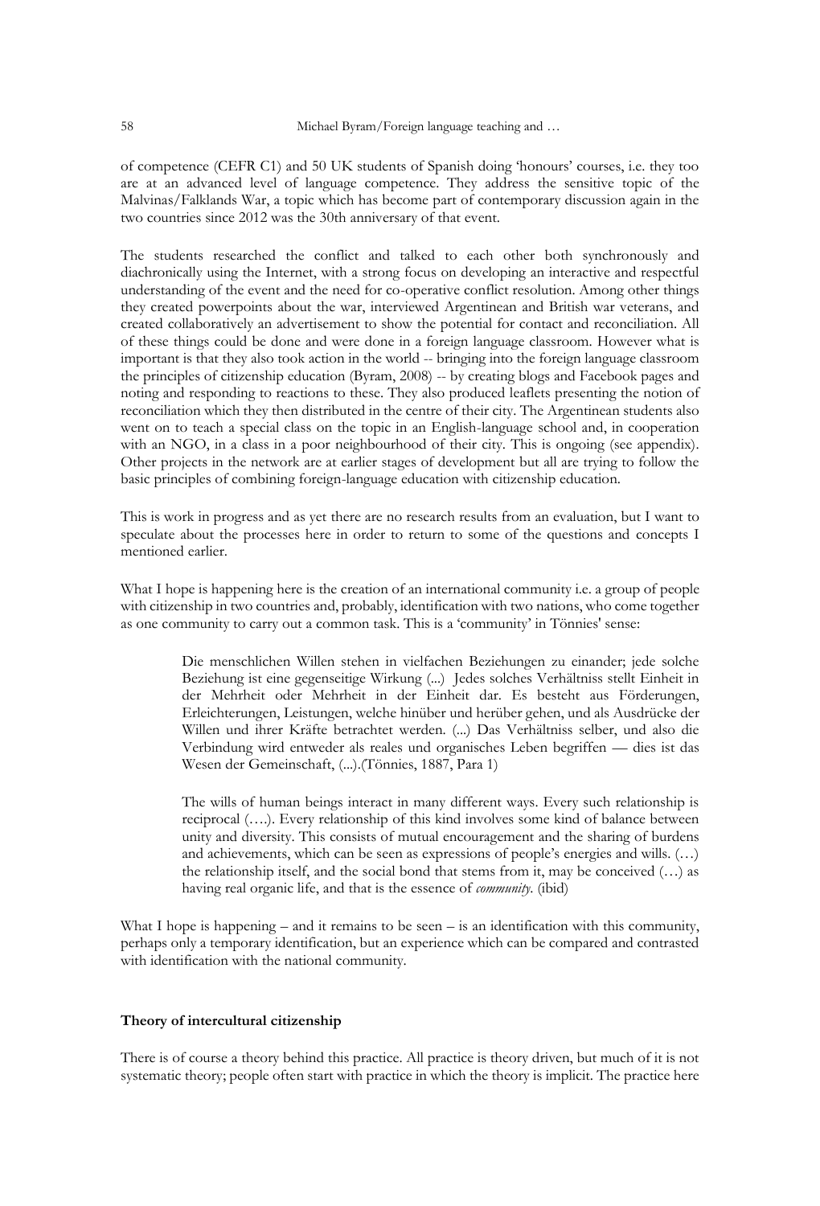of competence (CEFR C1) and 50 UK students of Spanish doing 'honours' courses, i.e. they too are at an advanced level of language competence. They address the sensitive topic of the Malvinas/Falklands War, a topic which has become part of contemporary discussion again in the two countries since 2012 was the 30th anniversary of that event.

The students researched the conflict and talked to each other both synchronously and diachronically using the Internet, with a strong focus on developing an interactive and respectful understanding of the event and the need for co-operative conflict resolution. Among other things they created powerpoints about the war, interviewed Argentinean and British war veterans, and created collaboratively an advertisement to show the potential for contact and reconciliation. All of these things could be done and were done in a foreign language classroom. However what is important is that they also took action in the world -- bringing into the foreign language classroom the principles of citizenship education (Byram, 2008) -- by creating blogs and Facebook pages and noting and responding to reactions to these. They also produced leaflets presenting the notion of reconciliation which they then distributed in the centre of their city. The Argentinean students also went on to teach a special class on the topic in an English-language school and, in cooperation with an NGO, in a class in a poor neighbourhood of their city. This is ongoing (see appendix). Other projects in the network are at earlier stages of development but all are trying to follow the basic principles of combining foreign-language education with citizenship education.

This is work in progress and as yet there are no research results from an evaluation, but I want to speculate about the processes here in order to return to some of the questions and concepts I mentioned earlier.

What I hope is happening here is the creation of an international community i.e. a group of people with citizenship in two countries and, probably, identification with two nations, who come together as one community to carry out a common task. This is a 'community' in Tönnies' sense:

> Die menschlichen Willen stehen in vielfachen Beziehungen zu einander; jede solche Beziehung ist eine gegenseitige Wirkung (...) Jedes solches Verhältniss stellt Einheit in der Mehrheit oder Mehrheit in der Einheit dar. Es besteht aus Förderungen, Erleichterungen, Leistungen, welche hinüber und herüber gehen, und als Ausdrücke der Willen und ihrer Kräfte betrachtet werden. (...) Das Verhältniss selber, und also die Verbindung wird entweder als reales und organisches Leben begriffen — dies ist das Wesen der Gemeinschaft, (...).(Tönnies, 1887, Para 1)
>
> The wills of human beings interact in many different ways. Every such relationship is reciprocal (….). Every relationship of this kind involves some kind of balance between unity and diversity. This consists of mutual encouragement and the sharing of burdens and achievements, which can be seen as expressions of people's energies and wills. (…) the relationship itself, and the social bond that stems from it, may be conceived (…) as having real organic life, and that is the essence of *community*. (ibid)

What I hope is happening – and it remains to be seen – is an identification with this community, perhaps only a temporary identification, but an experience which can be compared and contrasted with identification with the national community.

**Theory of intercultural citizenship**

There is of course a theory behind this practice. All practice is theory driven, but much of it is not systematic theory; people often start with practice in which the theory is implicit. The practice here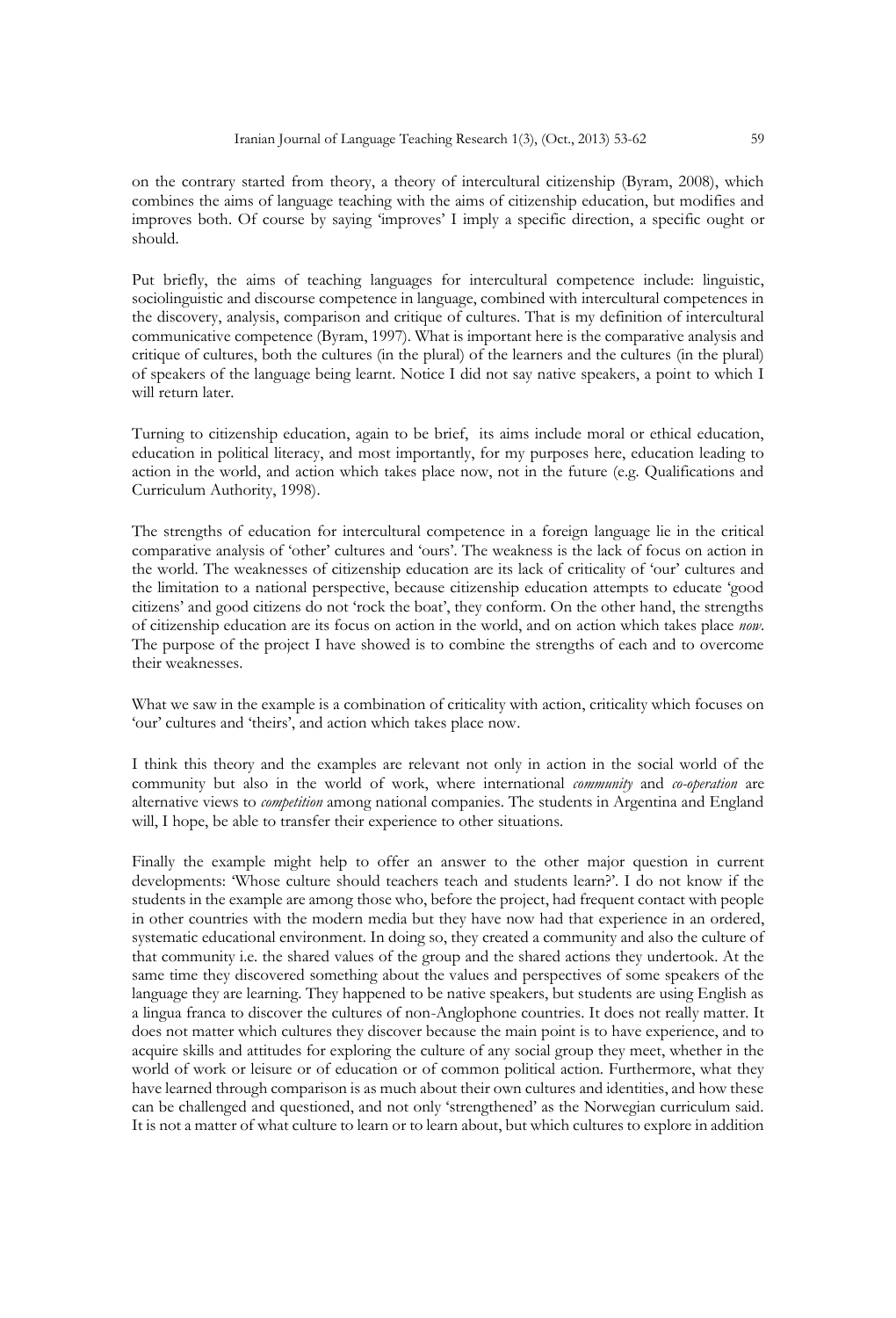on the contrary started from theory, a theory of intercultural citizenship (Byram, 2008), which combines the aims of language teaching with the aims of citizenship education, but modifies and improves both. Of course by saying 'improves' I imply a specific direction, a specific ought or should.

Put briefly, the aims of teaching languages for intercultural competence include: linguistic, sociolinguistic and discourse competence in language, combined with intercultural competences in the discovery, analysis, comparison and critique of cultures. That is my definition of intercultural communicative competence (Byram, 1997). What is important here is the comparative analysis and critique of cultures, both the cultures (in the plural) of the learners and the cultures (in the plural) of speakers of the language being learnt. Notice I did not say native speakers, a point to which I will return later.

Turning to citizenship education, again to be brief, its aims include moral or ethical education, education in political literacy, and most importantly, for my purposes here, education leading to action in the world, and action which takes place now, not in the future (e.g. Qualifications and Curriculum Authority, 1998).

The strengths of education for intercultural competence in a foreign language lie in the critical comparative analysis of 'other' cultures and 'ours'. The weakness is the lack of focus on action in the world. The weaknesses of citizenship education are its lack of criticality of 'our' cultures and the limitation to a national perspective, because citizenship education attempts to educate 'good citizens' and good citizens do not 'rock the boat', they conform. On the other hand, the strengths of citizenship education are its focus on action in the world, and on action which takes place *now*. The purpose of the project I have showed is to combine the strengths of each and to overcome their weaknesses.

What we saw in the example is a combination of criticality with action, criticality which focuses on 'our' cultures and 'theirs', and action which takes place now.

I think this theory and the examples are relevant not only in action in the social world of the community but also in the world of work, where international *community* and *co-operation* are alternative views to *competition* among national companies. The students in Argentina and England will, I hope, be able to transfer their experience to other situations.

Finally the example might help to offer an answer to the other major question in current developments: 'Whose culture should teachers teach and students learn?'. I do not know if the students in the example are among those who, before the project, had frequent contact with people in other countries with the modern media but they have now had that experience in an ordered, systematic educational environment. In doing so, they created a community and also the culture of that community i.e. the shared values of the group and the shared actions they undertook. At the same time they discovered something about the values and perspectives of some speakers of the language they are learning. They happened to be native speakers, but students are using English as a lingua franca to discover the cultures of non-Anglophone countries. It does not really matter. It does not matter which cultures they discover because the main point is to have experience, and to acquire skills and attitudes for exploring the culture of any social group they meet, whether in the world of work or leisure or of education or of common political action. Furthermore, what they have learned through comparison is as much about their own cultures and identities, and how these can be challenged and questioned, and not only 'strengthened' as the Norwegian curriculum said. It is not a matter of what culture to learn or to learn about, but which cultures to explore in addition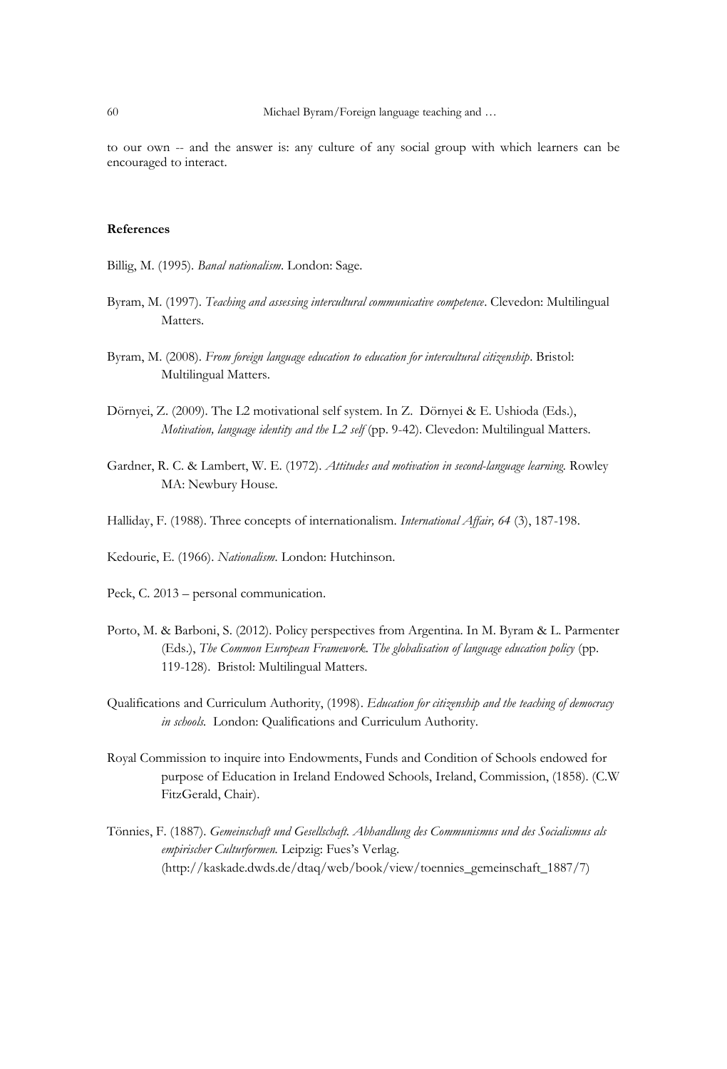to our own -- and the answer is: any culture of any social group with which learners can be encouraged to interact.

**References**

Billig, M. (1995). *Banal nationalism*. London: Sage.

Byram, M. (1997). *Teaching and assessing intercultural communicative competence*. Clevedon: Multilingual Matters.

Byram, M. (2008). *From foreign language education to education for intercultural citizenship*. Bristol: Multilingual Matters.

Dörnyei, Z. (2009). The L2 motivational self system. In Z. Dörnyei & E. Ushioda (Eds.), *Motivation, language identity and the L2 self* (pp. 9-42). Clevedon: Multilingual Matters.

Gardner, R. C. & Lambert, W. E. (1972). *Attitudes and motivation in second-language learning.* Rowley MA: Newbury House.

Halliday, F. (1988). Three concepts of internationalism. *International Affair, 64* (3), 187-198.

Kedourie, E. (1966). *Nationalism*. London: Hutchinson.

Peck, C. 2013 – personal communication.

Porto, M. & Barboni, S. (2012). Policy perspectives from Argentina. In M. Byram & L. Parmenter (Eds.), *The Common European Framework. The globalisation of language education policy* (pp. 119-128). Bristol: Multilingual Matters.

Qualifications and Curriculum Authority, (1998). *Education for citizenship and the teaching of democracy in schools.* London: Qualifications and Curriculum Authority.

Royal Commission to inquire into Endowments, Funds and Condition of Schools endowed for purpose of Education in Ireland Endowed Schools, Ireland, Commission, (1858). (C.W FitzGerald, Chair).

Tönnies, F. (1887). *Gemeinschaft und Gesellschaft. Abhandlung des Communismus und des Socialismus als empirischer Culturformen.* Leipzig: Fues's Verlag. (http://kaskade.dwds.de/dtaq/web/book/view/toennies_gemeinschaft_1887/7)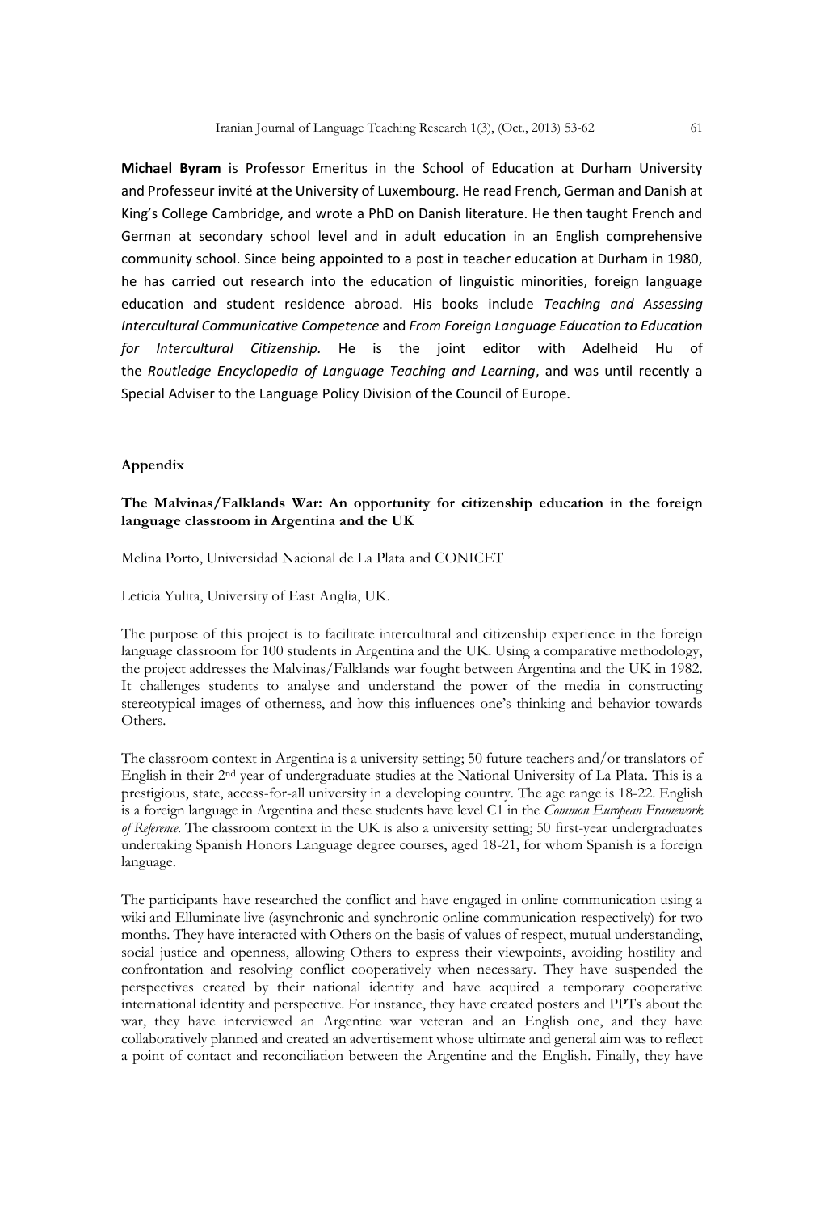**Michael Byram** is Professor Emeritus in the School of Education at Durham University and Professeur invité at the University of Luxembourg. He read French, German and Danish at King's College Cambridge, and wrote a PhD on Danish literature. He then taught French and German at secondary school level and in adult education in an English comprehensive community school. Since being appointed to a post in teacher education at Durham in 1980, he has carried out research into the education of linguistic minorities, foreign language education and student residence abroad. His books include *Teaching and Assessing Intercultural Communicative Competence* and *From Foreign Language Education to Education for Intercultural Citizenship*. He is the joint editor with Adelheid Hu of the *Routledge Encyclopedia of Language Teaching and Learning*, and was until recently a Special Adviser to the Language Policy Division of the Council of Europe.

## Appendix

### The Malvinas/Falklands War: An opportunity for citizenship education in the foreign language classroom in Argentina and the UK

Melina Porto, Universidad Nacional de La Plata and CONICET

Leticia Yulita, University of East Anglia, UK.

The purpose of this project is to facilitate intercultural and citizenship experience in the foreign language classroom for 100 students in Argentina and the UK. Using a comparative methodology, the project addresses the Malvinas/Falklands war fought between Argentina and the UK in 1982. It challenges students to analyse and understand the power of the media in constructing stereotypical images of otherness, and how this influences one's thinking and behavior towards Others.

The classroom context in Argentina is a university setting; 50 future teachers and/or translators of English in their 2nd year of undergraduate studies at the National University of La Plata. This is a prestigious, state, access-for-all university in a developing country. The age range is 18-22. English is a foreign language in Argentina and these students have level C1 in the *Common European Framework of Reference*. The classroom context in the UK is also a university setting; 50 first-year undergraduates undertaking Spanish Honors Language degree courses, aged 18-21, for whom Spanish is a foreign language.

The participants have researched the conflict and have engaged in online communication using a wiki and Elluminate live (asynchronic and synchronic online communication respectively) for two months. They have interacted with Others on the basis of values of respect, mutual understanding, social justice and openness, allowing Others to express their viewpoints, avoiding hostility and confrontation and resolving conflict cooperatively when necessary. They have suspended the perspectives created by their national identity and have acquired a temporary cooperative international identity and perspective. For instance, they have created posters and PPTs about the war, they have interviewed an Argentine war veteran and an English one, and they have collaboratively planned and created an advertisement whose ultimate and general aim was to reflect a point of contact and reconciliation between the Argentine and the English. Finally, they have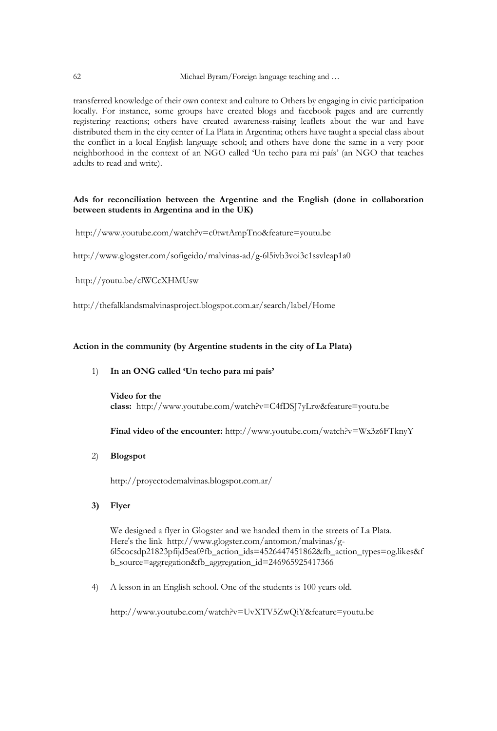transferred knowledge of their own context and culture to Others by engaging in civic participation locally. For instance, some groups have created blogs and facebook pages and are currently registering reactions; others have created awareness-raising leaflets about the war and have distributed them in the city center of La Plata in Argentina; others have taught a special class about the conflict in a local English language school; and others have done the same in a very poor neighborhood in the context of an NGO called 'Un techo para mi país' (an NGO that teaches adults to read and write).

**Ads for reconciliation between the Argentine and the English (done in collaboration between students in Argentina and in the UK)**

http://www.youtube.com/watch?v=c0twtAmpTno&feature=youtu.be

http://www.glogster.com/sofigeido/malvinas-ad/g-6l5ivb3voi3c1ssvleap1a0

http://youtu.be/clWCcXHMUsw

http://thefalklandsmalvinasproject.blogspot.com.ar/search/label/Home

**Action in the community (by Argentine students in the city of La Plata)**

1) **In an ONG called 'Un techo para mi país'**

   **Video for the class:** http://www.youtube.com/watch?v=C4fDSJ7yLrw&feature=youtu.be

   **Final video of the encounter:** http://www.youtube.com/watch?v=Wx3z6FTknyY

2) **Blogspot**

   http://proyectodemalvinas.blogspot.com.ar/

3) **Flyer**

   We designed a flyer in Glogster and we handed them in the streets of La Plata.
   Here's the link http://www.glogster.com/antomon/malvinas/g-6l5cocsdp21823pfijd5ea0?fb_action_ids=4526447451862&fb_action_types=og.likes&fb_source=aggregation&fb_aggregation_id=246965925417366

4) A lesson in an English school. One of the students is 100 years old.

   http://www.youtube.com/watch?v=UvXTV5ZwQiY&feature=youtu.be